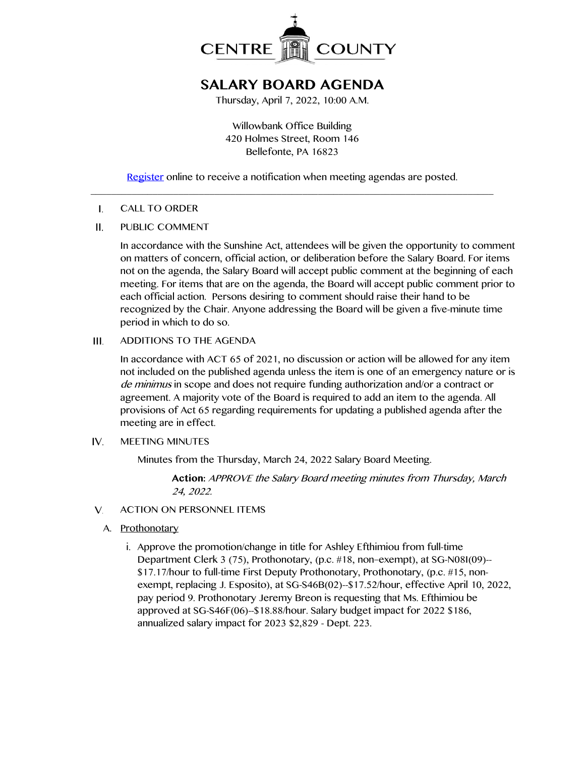CENTRE COUNTY

# SALARY BOARD AGENDA

Thursday, April 7, 2022, 10:00 A.M.

Willowbank Office Building
420 Holmes Street, Room 146
Bellefonte, PA 16823

Register online to receive a notification when meeting agendas are posted.

---

I. CALL TO ORDER

II. PUBLIC COMMENT

In accordance with the Sunshine Act, attendees will be given the opportunity to comment on matters of concern, official action, or deliberation before the Salary Board. For items not on the agenda, the Salary Board will accept public comment at the beginning of each meeting. For items that are on the agenda, the Board will accept public comment prior to each official action. Persons desiring to comment should raise their hand to be recognized by the Chair. Anyone addressing the Board will be given a five-minute time period in which to do so.

III. ADDITIONS TO THE AGENDA

In accordance with ACT 65 of 2021, no discussion or action will be allowed for any item not included on the published agenda unless the item is one of an emergency nature or is *de minimus* in scope and does not require funding authorization and/or a contract or agreement. A majority vote of the Board is required to add an item to the agenda. All provisions of Act 65 regarding requirements for updating a published agenda after the meeting are in effect.

IV. MEETING MINUTES

Minutes from the Thursday, March 24, 2022 Salary Board Meeting.

**Action:** *APPROVE the Salary Board meeting minutes from Thursday, March 24, 2022.*

V. ACTION ON PERSONNEL ITEMS

A. Prothonotary

i. Approve the promotion/change in title for Ashley Efthimiou from full-time Department Clerk 3 (75), Prothonotary, (p.c. #18, non–exempt), at SG-N08I(09)--$17.17/hour to full-time First Deputy Prothonotary, Prothonotary, (p.c. #15, non-exempt, replacing J. Esposito), at SG-S46B(02)--$17.52/hour, effective April 10, 2022, pay period 9. Prothonotary Jeremy Breon is requesting that Ms. Efthimiou be approved at SG-S46F(06)--$18.88/hour. Salary budget impact for 2022 $186, annualized salary impact for 2023 $2,829 - Dept. 223.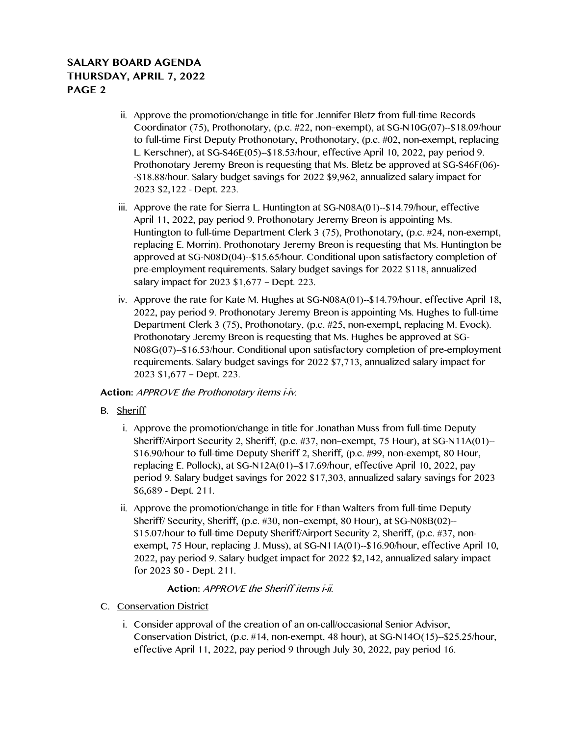ii. Approve the promotion/change in title for Jennifer Bletz from full-time Records Coordinator (75), Prothonotary, (p.c. #22, non–exempt), at SG-N10G(07)--$18.09/hour to full-time First Deputy Prothonotary, Prothonotary, (p.c. #02, non-exempt, replacing L. Kerschner), at SG-S46E(05)--$18.53/hour, effective April 10, 2022, pay period 9. Prothonotary Jeremy Breon is requesting that Ms. Bletz be approved at SG-S46F(06)--$18.88/hour. Salary budget savings for 2022 $9,962, annualized salary impact for 2023 $2,122 - Dept. 223.

iii. Approve the rate for Sierra L. Huntington at SG-N08A(01)--$14.79/hour, effective April 11, 2022, pay period 9. Prothonotary Jeremy Breon is appointing Ms. Huntington to full-time Department Clerk 3 (75), Prothonotary, (p.c. #24, non-exempt, replacing E. Morrin). Prothonotary Jeremy Breon is requesting that Ms. Huntington be approved at SG-N08D(04)--$15.65/hour. Conditional upon satisfactory completion of pre-employment requirements. Salary budget savings for 2022 $118, annualized salary impact for 2023 $1,677 – Dept. 223.

iv. Approve the rate for Kate M. Hughes at SG-N08A(01)--$14.79/hour, effective April 18, 2022, pay period 9. Prothonotary Jeremy Breon is appointing Ms. Hughes to full-time Department Clerk 3 (75), Prothonotary, (p.c. #25, non-exempt, replacing M. Evock). Prothonotary Jeremy Breon is requesting that Ms. Hughes be approved at SG-N08G(07)--$16.53/hour. Conditional upon satisfactory completion of pre-employment requirements. Salary budget savings for 2022 $7,713, annualized salary impact for 2023 $1,677 – Dept. 223.

**Action:** *APPROVE the Prothonotary items i-iv.*

B. Sheriff

i. Approve the promotion/change in title for Jonathan Muss from full-time Deputy Sheriff/Airport Security 2, Sheriff, (p.c. #37, non–exempt, 75 Hour), at SG-N11A(01)--$16.90/hour to full-time Deputy Sheriff 2, Sheriff, (p.c. #99, non-exempt, 80 Hour, replacing E. Pollock), at SG-N12A(01)--$17.69/hour, effective April 10, 2022, pay period 9. Salary budget savings for 2022 $17,303, annualized salary savings for 2023 $6,689 - Dept. 211.

ii. Approve the promotion/change in title for Ethan Walters from full-time Deputy Sheriff/ Security, Sheriff, (p.c. #30, non–exempt, 80 Hour), at SG-N08B(02)--$15.07/hour to full-time Deputy Sheriff/Airport Security 2, Sheriff, (p.c. #37, non-exempt, 75 Hour, replacing J. Muss), at SG-N11A(01)--$16.90/hour, effective April 10, 2022, pay period 9. Salary budget impact for 2022 $2,142, annualized salary impact for 2023 $0 - Dept. 211.

**Action:** *APPROVE the Sheriff items i-ii.*

C. Conservation District

i. Consider approval of the creation of an on-call/occasional Senior Advisor, Conservation District, (p.c. #14, non-exempt, 48 hour), at SG-N14O(15)--$25.25/hour, effective April 11, 2022, pay period 9 through July 30, 2022, pay period 16.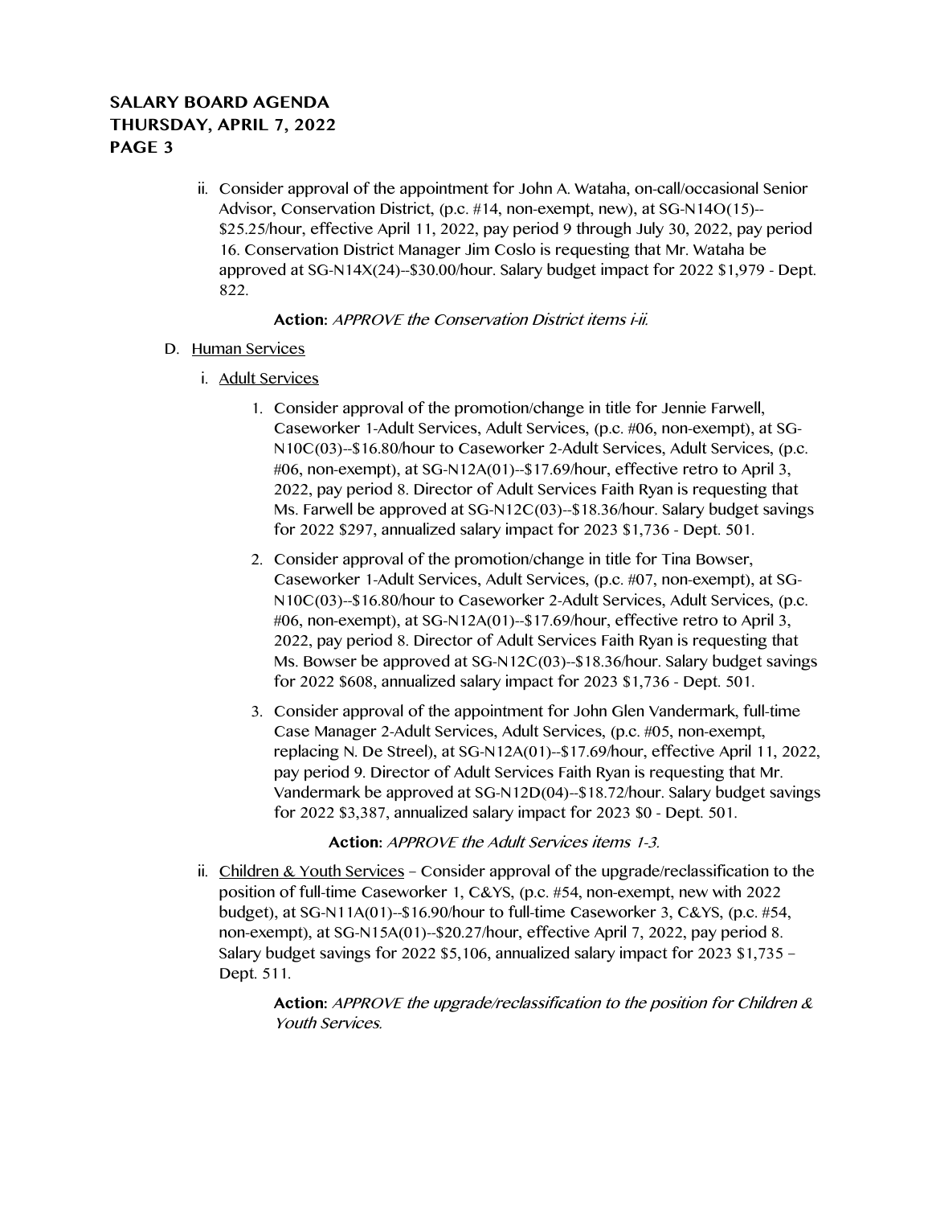ii. Consider approval of the appointment for John A. Wataha, on-call/occasional Senior Advisor, Conservation District, (p.c. #14, non-exempt, new), at SG-N14O(15)--$25.25/hour, effective April 11, 2022, pay period 9 through July 30, 2022, pay period 16. Conservation District Manager Jim Coslo is requesting that Mr. Wataha be approved at SG-N14X(24)--$30.00/hour. Salary budget impact for 2022 $1,979 - Dept. 822.

**Action:** *APPROVE the Conservation District items i-ii.*

D. <u>Human Services</u>

i. <u>Adult Services</u>

1. Consider approval of the promotion/change in title for Jennie Farwell, Caseworker 1-Adult Services, Adult Services, (p.c. #06, non-exempt), at SG-N10C(03)--$16.80/hour to Caseworker 2-Adult Services, Adult Services, (p.c. #06, non-exempt), at SG-N12A(01)--$17.69/hour, effective retro to April 3, 2022, pay period 8. Director of Adult Services Faith Ryan is requesting that Ms. Farwell be approved at SG-N12C(03)--$18.36/hour. Salary budget savings for 2022 $297, annualized salary impact for 2023 $1,736 - Dept. 501.
2. Consider approval of the promotion/change in title for Tina Bowser, Caseworker 1-Adult Services, Adult Services, (p.c. #07, non-exempt), at SG-N10C(03)--$16.80/hour to Caseworker 2-Adult Services, Adult Services, (p.c. #06, non-exempt), at SG-N12A(01)--$17.69/hour, effective retro to April 3, 2022, pay period 8. Director of Adult Services Faith Ryan is requesting that Ms. Bowser be approved at SG-N12C(03)--$18.36/hour. Salary budget savings for 2022 $608, annualized salary impact for 2023 $1,736 - Dept. 501.
3. Consider approval of the appointment for John Glen Vandermark, full-time Case Manager 2-Adult Services, Adult Services, (p.c. #05, non-exempt, replacing N. De Streel), at SG-N12A(01)--$17.69/hour, effective April 11, 2022, pay period 9. Director of Adult Services Faith Ryan is requesting that Mr. Vandermark be approved at SG-N12D(04)--$18.72/hour. Salary budget savings for 2022 $3,387, annualized salary impact for 2023 $0 - Dept. 501.

**Action:** *APPROVE the Adult Services items 1-3.*

ii. <u>Children & Youth Services</u> – Consider approval of the upgrade/reclassification to the position of full-time Caseworker 1, C&YS, (p.c. #54, non-exempt, new with 2022 budget), at SG-N11A(01)--$16.90/hour to full-time Caseworker 3, C&YS, (p.c. #54, non-exempt), at SG-N15A(01)--$20.27/hour, effective April 7, 2022, pay period 8. Salary budget savings for 2022 $5,106, annualized salary impact for 2023 $1,735 – Dept. 511.

**Action:** *APPROVE the upgrade/reclassification to the position for Children & Youth Services.*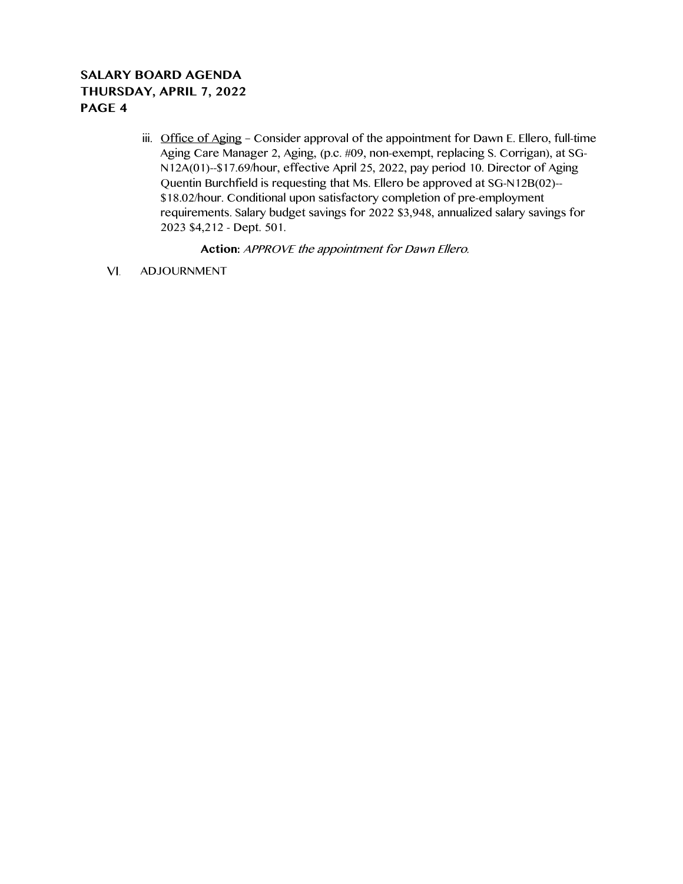iii. <u>Office of Aging</u> – Consider approval of the appointment for Dawn E. Ellero, full-time Aging Care Manager 2, Aging, (p.c. #09, non-exempt, replacing S. Corrigan), at SG-N12A(01)--$17.69/hour, effective April 25, 2022, pay period 10. Director of Aging Quentin Burchfield is requesting that Ms. Ellero be approved at SG-N12B(02)--$18.02/hour. Conditional upon satisfactory completion of pre-employment requirements. Salary budget savings for 2022 $3,948, annualized salary savings for 2023 $4,212 - Dept. 501.

**Action:** *APPROVE the appointment for Dawn Ellero.*

VI. ADJOURNMENT